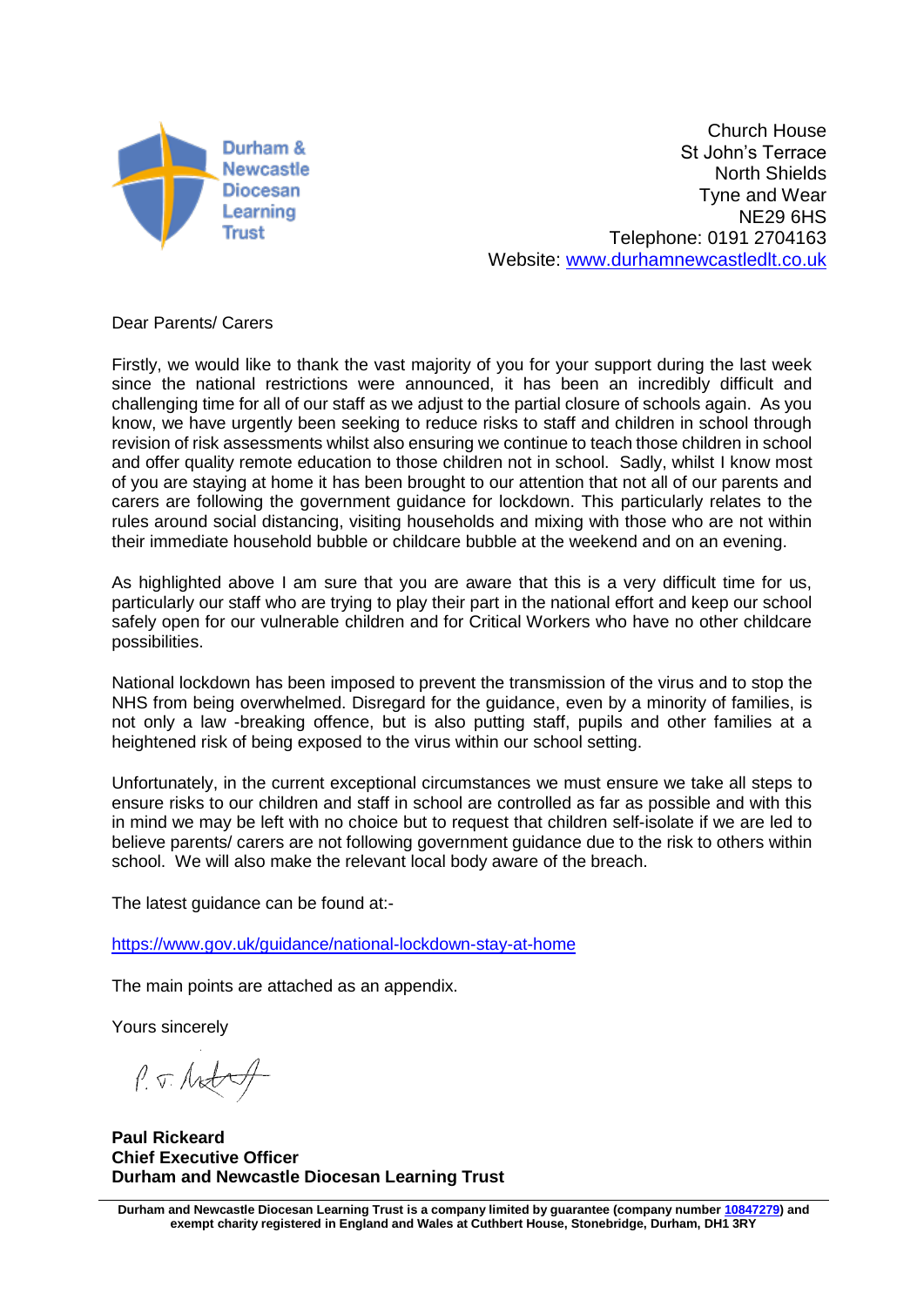Durham & Newcastle Diocesan Learning Trust

Church House
St John's Terrace
North Shields
Tyne and Wear
NE29 6HS
Telephone: 0191 2704163
Website: www.durhamnewcastledlt.co.uk

Dear Parents/ Carers

Firstly, we would like to thank the vast majority of you for your support during the last week since the national restrictions were announced, it has been an incredibly difficult and challenging time for all of our staff as we adjust to the partial closure of schools again. As you know, we have urgently been seeking to reduce risks to staff and children in school through revision of risk assessments whilst also ensuring we continue to teach those children in school and offer quality remote education to those children not in school. Sadly, whilst I know most of you are staying at home it has been brought to our attention that not all of our parents and carers are following the government guidance for lockdown. This particularly relates to the rules around social distancing, visiting households and mixing with those who are not within their immediate household bubble or childcare bubble at the weekend and on an evening.

As highlighted above I am sure that you are aware that this is a very difficult time for us, particularly our staff who are trying to play their part in the national effort and keep our school safely open for our vulnerable children and for Critical Workers who have no other childcare possibilities.

National lockdown has been imposed to prevent the transmission of the virus and to stop the NHS from being overwhelmed. Disregard for the guidance, even by a minority of families, is not only a law -breaking offence, but is also putting staff, pupils and other families at a heightened risk of being exposed to the virus within our school setting.

Unfortunately, in the current exceptional circumstances we must ensure we take all steps to ensure risks to our children and staff in school are controlled as far as possible and with this in mind we may be left with no choice but to request that children self-isolate if we are led to believe parents/ carers are not following government guidance due to the risk to others within school. We will also make the relevant local body aware of the breach.

The latest guidance can be found at:-

https://www.gov.uk/guidance/national-lockdown-stay-at-home

The main points are attached as an appendix.

Yours sincerely

**Paul Rickeard**
**Chief Executive Officer**
**Durham and Newcastle Diocesan Learning Trust**

**Durham and Newcastle Diocesan Learning Trust is a company limited by guarantee (company number 10847279) and exempt charity registered in England and Wales at Cuthbert House, Stonebridge, Durham, DH1 3RY**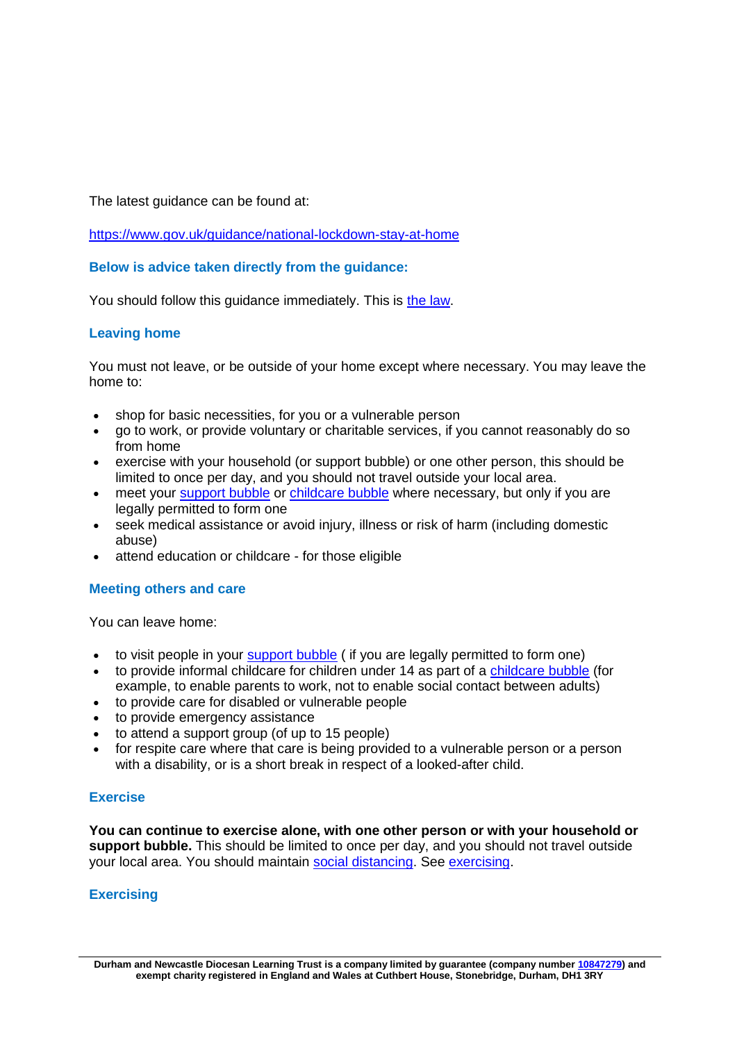The latest guidance can be found at:

[https://www.gov.uk/guidance/national-lockdown-stay-at-home](https://www.gov.uk/guidance/national-lockdown-stay-at-home)

### Below is advice taken directly from the guidance:

You should follow this guidance immediately. This is [the law](#).

### Leaving home

You must not leave, or be outside of your home except where necessary. You may leave the home to:

- shop for basic necessities, for you or a vulnerable person
- go to work, or provide voluntary or charitable services, if you cannot reasonably do so from home
- exercise with your household (or support bubble) or one other person, this should be limited to once per day, and you should not travel outside your local area.
- meet your [support bubble](#) or [childcare bubble](#) where necessary, but only if you are legally permitted to form one
- seek medical assistance or avoid injury, illness or risk of harm (including domestic abuse)
- attend education or childcare - for those eligible

### Meeting others and care

You can leave home:

- to visit people in your [support bubble](#) ( if you are legally permitted to form one)
- to provide informal childcare for children under 14 as part of a [childcare bubble](#) (for example, to enable parents to work, not to enable social contact between adults)
- to provide care for disabled or vulnerable people
- to provide emergency assistance
- to attend a support group (of up to 15 people)
- for respite care where that care is being provided to a vulnerable person or a person with a disability, or is a short break in respect of a looked-after child.

### Exercise

**You can continue to exercise alone, with one other person or with your household or support bubble.** This should be limited to once per day, and you should not travel outside your local area. You should maintain [social distancing](#). See [exercising](#).

### Exercising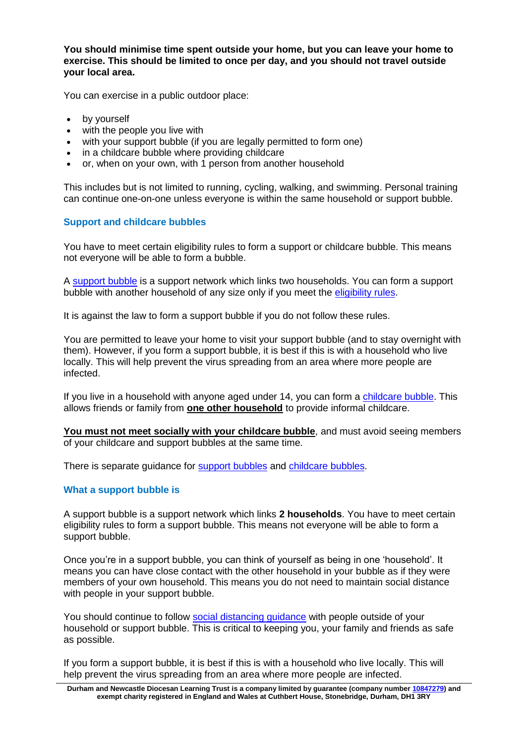**You should minimise time spent outside your home, but you can leave your home to exercise. This should be limited to once per day, and you should not travel outside your local area.**

You can exercise in a public outdoor place:

- by yourself
- with the people you live with
- with your support bubble (if you are legally permitted to form one)
- in a childcare bubble where providing childcare
- or, when on your own, with 1 person from another household

This includes but is not limited to running, cycling, walking, and swimming. Personal training can continue one-on-one unless everyone is within the same household or support bubble.

### Support and childcare bubbles

You have to meet certain eligibility rules to form a support or childcare bubble. This means not everyone will be able to form a bubble.

A support bubble is a support network which links two households. You can form a support bubble with another household of any size only if you meet the eligibility rules.

It is against the law to form a support bubble if you do not follow these rules.

You are permitted to leave your home to visit your support bubble (and to stay overnight with them). However, if you form a support bubble, it is best if this is with a household who live locally. This will help prevent the virus spreading from an area where more people are infected.

If you live in a household with anyone aged under 14, you can form a childcare bubble. This allows friends or family from **one other household** to provide informal childcare.

**You must not meet socially with your childcare bubble**, and must avoid seeing members of your childcare and support bubbles at the same time.

There is separate guidance for support bubbles and childcare bubbles.

### What a support bubble is

A support bubble is a support network which links **2 households**. You have to meet certain eligibility rules to form a support bubble. This means not everyone will be able to form a support bubble.

Once you're in a support bubble, you can think of yourself as being in one 'household'. It means you can have close contact with the other household in your bubble as if they were members of your own household. This means you do not need to maintain social distance with people in your support bubble.

You should continue to follow social distancing guidance with people outside of your household or support bubble. This is critical to keeping you, your family and friends as safe as possible.

If you form a support bubble, it is best if this is with a household who live locally. This will help prevent the virus spreading from an area where more people are infected.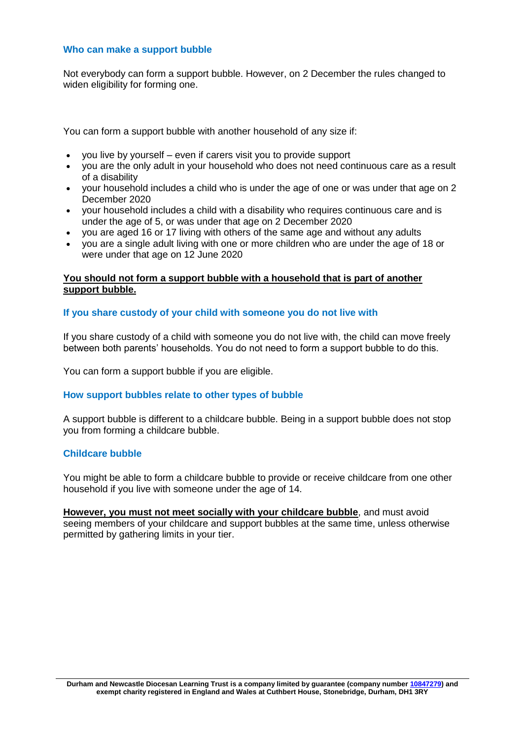### Who can make a support bubble

Not everybody can form a support bubble. However, on 2 December the rules changed to widen eligibility for forming one.

You can form a support bubble with another household of any size if:

- you live by yourself – even if carers visit you to provide support
- you are the only adult in your household who does not need continuous care as a result of a disability
- your household includes a child who is under the age of one or was under that age on 2 December 2020
- your household includes a child with a disability who requires continuous care and is under the age of 5, or was under that age on 2 December 2020
- you are aged 16 or 17 living with others of the same age and without any adults
- you are a single adult living with one or more children who are under the age of 18 or were under that age on 12 June 2020

**You should not form a support bubble with a household that is part of another support bubble.**

### If you share custody of your child with someone you do not live with

If you share custody of a child with someone you do not live with, the child can move freely between both parents' households. You do not need to form a support bubble to do this.

You can form a support bubble if you are eligible.

### How support bubbles relate to other types of bubble

A support bubble is different to a childcare bubble. Being in a support bubble does not stop you from forming a childcare bubble.

### Childcare bubble

You might be able to form a childcare bubble to provide or receive childcare from one other household if you live with someone under the age of 14.

**However, you must not meet socially with your childcare bubble**, and must avoid seeing members of your childcare and support bubbles at the same time, unless otherwise permitted by gathering limits in your tier.